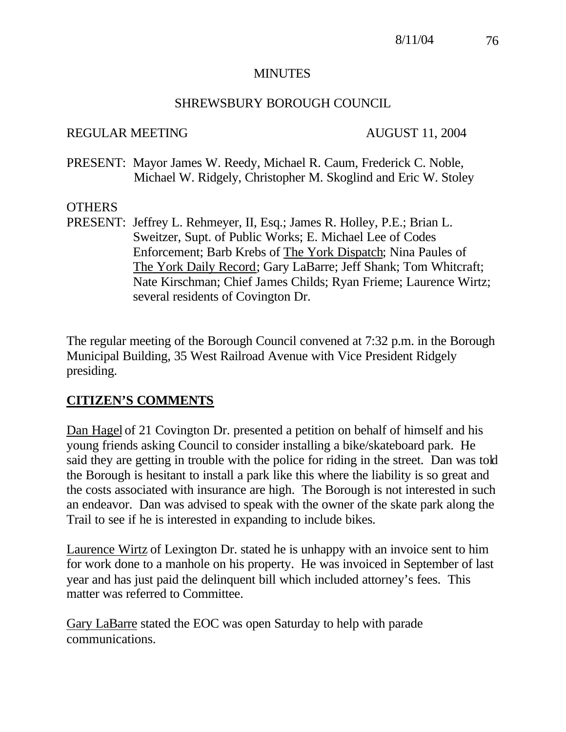# MINUTES

## SHREWSBURY BOROUGH COUNCIL

REGULAR MEETING AUGUST 11, 2004

PRESENT: Mayor James W. Reedy, Michael R. Caum, Frederick C. Noble, Michael W. Ridgely, Christopher M. Skoglind and Eric W. Stoley

OTHERS PRESENT: Jeffrey L. Rehmeyer, II, Esq.; James R. Holley, P.E.; Brian L. Sweitzer, Supt. of Public Works; E. Michael Lee of Codes Enforcement; Barb Krebs of The York Dispatch; Nina Paules of The York Daily Record; Gary LaBarre; Jeff Shank; Tom Whitcraft; Nate Kirschman; Chief James Childs; Ryan Frieme; Laurence Wirtz; several residents of Covington Dr.

The regular meeting of the Borough Council convened at 7:32 p.m. in the Borough Municipal Building, 35 West Railroad Avenue with Vice President Ridgely presiding.

## CITIZEN'S COMMENTS

Dan Hagel of 21 Covington Dr. presented a petition on behalf of himself and his young friends asking Council to consider installing a bike/skateboard park. He said they are getting in trouble with the police for riding in the street. Dan was told the Borough is hesitant to install a park like this where the liability is so great and the costs associated with insurance are high. The Borough is not interested in such an endeavor. Dan was advised to speak with the owner of the skate park along the Trail to see if he is interested in expanding to include bikes.

Laurence Wirtz of Lexington Dr. stated he is unhappy with an invoice sent to him for work done to a manhole on his property. He was invoiced in September of last year and has just paid the delinquent bill which included attorney's fees. This matter was referred to Committee.

Gary LaBarre stated the EOC was open Saturday to help with parade communications.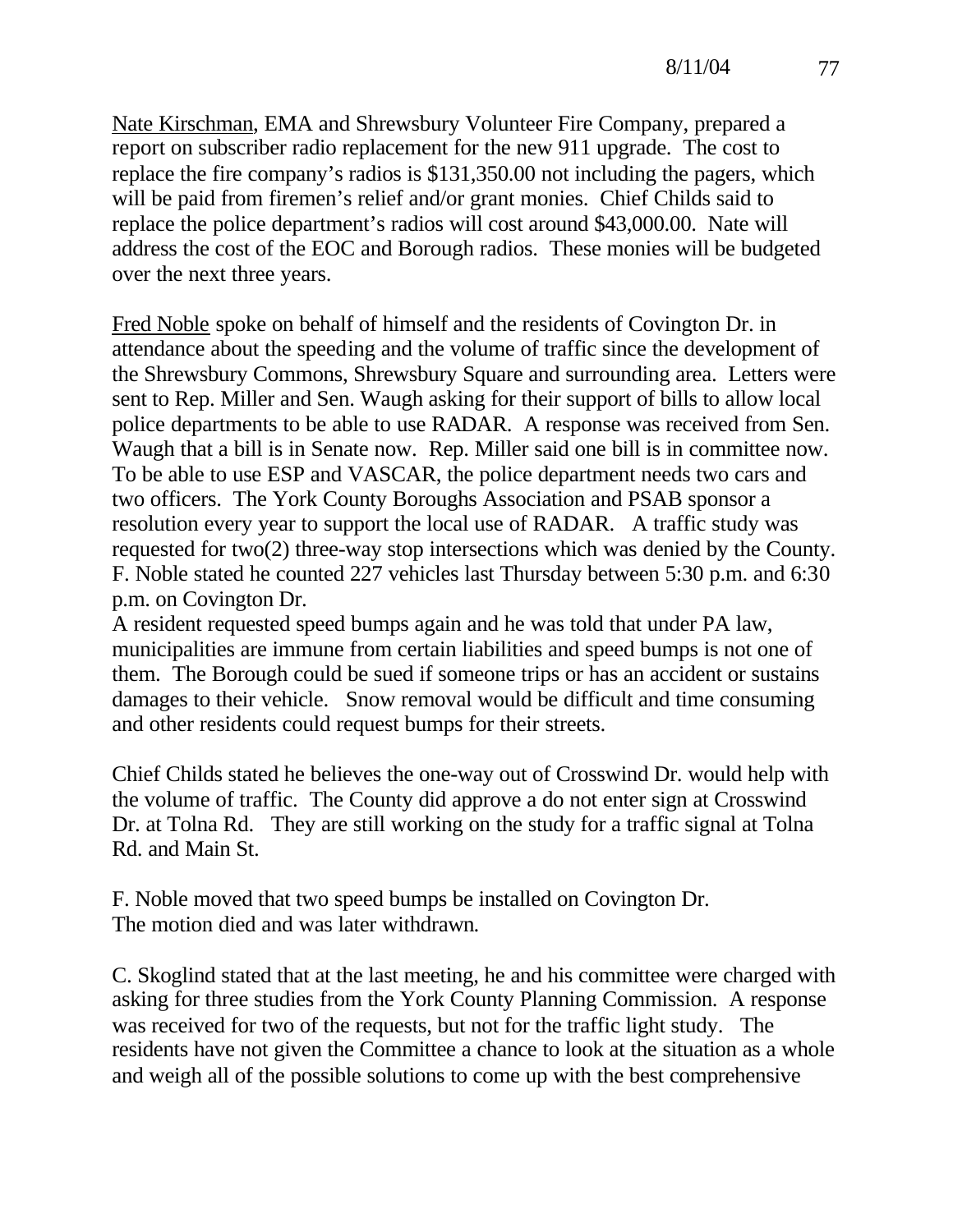Nate Kirschman, EMA and Shrewsbury Volunteer Fire Company, prepared a report on subscriber radio replacement for the new 911 upgrade. The cost to replace the fire company's radios is $131,350.00 not including the pagers, which will be paid from firemen's relief and/or grant monies. Chief Childs said to replace the police department's radios will cost around $43,000.00. Nate will address the cost of the EOC and Borough radios. These monies will be budgeted over the next three years.

Fred Noble spoke on behalf of himself and the residents of Covington Dr. in attendance about the speeding and the volume of traffic since the development of the Shrewsbury Commons, Shrewsbury Square and surrounding area. Letters were sent to Rep. Miller and Sen. Waugh asking for their support of bills to allow local police departments to be able to use RADAR. A response was received from Sen. Waugh that a bill is in Senate now. Rep. Miller said one bill is in committee now. To be able to use ESP and VASCAR, the police department needs two cars and two officers. The York County Boroughs Association and PSAB sponsor a resolution every year to support the local use of RADAR. A traffic study was requested for two(2) three-way stop intersections which was denied by the County. F. Noble stated he counted 227 vehicles last Thursday between 5:30 p.m. and 6:30 p.m. on Covington Dr.
A resident requested speed bumps again and he was told that under PA law, municipalities are immune from certain liabilities and speed bumps is not one of them. The Borough could be sued if someone trips or has an accident or sustains damages to their vehicle. Snow removal would be difficult and time consuming and other residents could request bumps for their streets.

Chief Childs stated he believes the one-way out of Crosswind Dr. would help with the volume of traffic. The County did approve a do not enter sign at Crosswind Dr. at Tolna Rd. They are still working on the study for a traffic signal at Tolna Rd. and Main St.

F. Noble moved that two speed bumps be installed on Covington Dr.
The motion died and was later withdrawn.

C. Skoglind stated that at the last meeting, he and his committee were charged with asking for three studies from the York County Planning Commission. A response was received for two of the requests, but not for the traffic light study. The residents have not given the Committee a chance to look at the situation as a whole and weigh all of the possible solutions to come up with the best comprehensive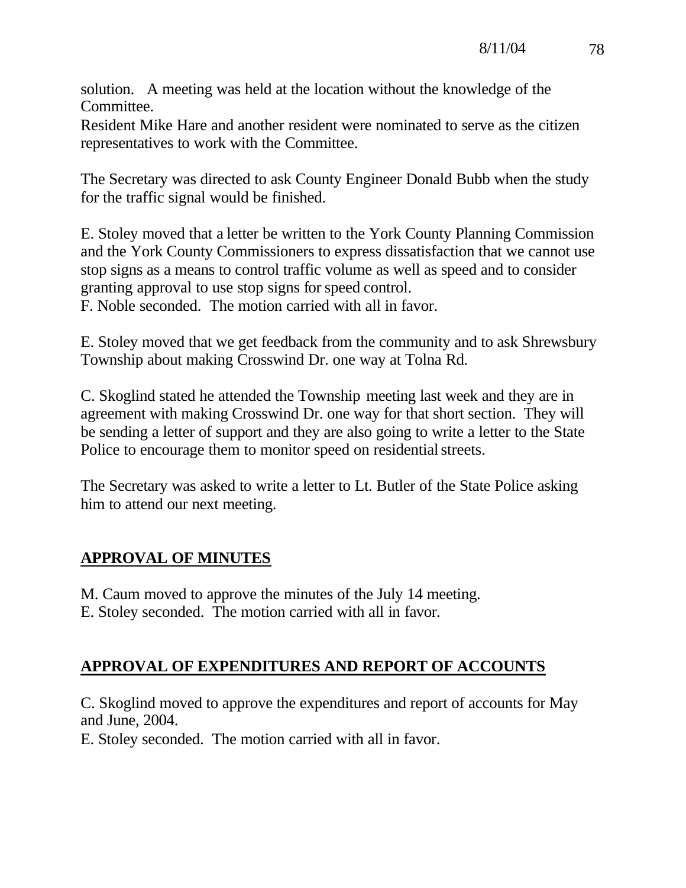solution. A meeting was held at the location without the knowledge of the Committee.

Resident Mike Hare and another resident were nominated to serve as the citizen representatives to work with the Committee.

The Secretary was directed to ask County Engineer Donald Bubb when the study for the traffic signal would be finished.

E. Stoley moved that a letter be written to the York County Planning Commission and the York County Commissioners to express dissatisfaction that we cannot use stop signs as a means to control traffic volume as well as speed and to consider granting approval to use stop signs for speed control.
F. Noble seconded. The motion carried with all in favor.

E. Stoley moved that we get feedback from the community and to ask Shrewsbury Township about making Crosswind Dr. one way at Tolna Rd.

C. Skoglind stated he attended the Township meeting last week and they are in agreement with making Crosswind Dr. one way for that short section. They will be sending a letter of support and they are also going to write a letter to the State Police to encourage them to monitor speed on residential streets.

The Secretary was asked to write a letter to Lt. Butler of the State Police asking him to attend our next meeting.

## APPROVAL OF MINUTES

M. Caum moved to approve the minutes of the July 14 meeting.
E. Stoley seconded. The motion carried with all in favor.

## APPROVAL OF EXPENDITURES AND REPORT OF ACCOUNTS

C. Skoglind moved to approve the expenditures and report of accounts for May and June, 2004.
E. Stoley seconded. The motion carried with all in favor.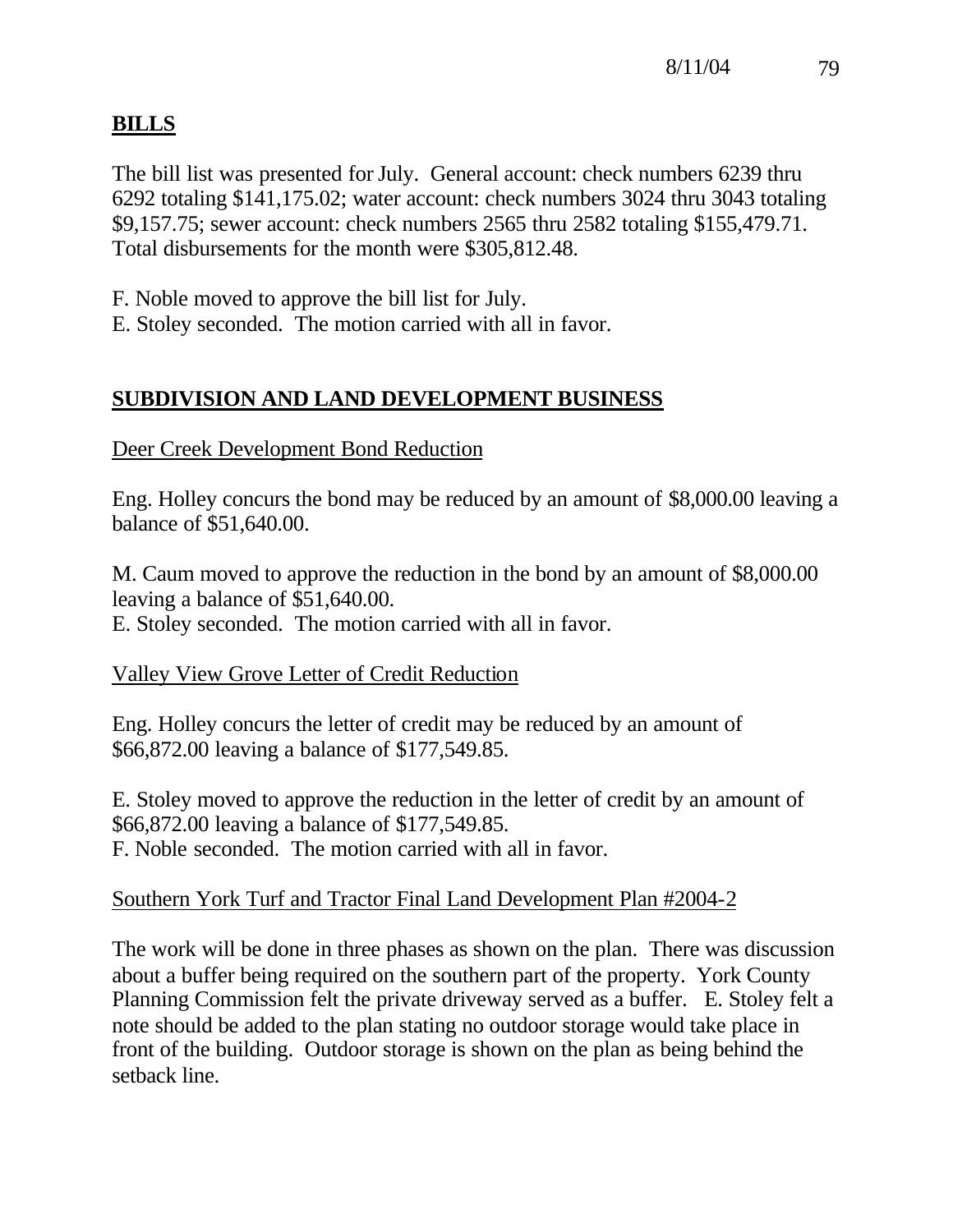## BILLS

The bill list was presented for July. General account: check numbers 6239 thru 6292 totaling $141,175.02; water account: check numbers 3024 thru 3043 totaling $9,157.75; sewer account: check numbers 2565 thru 2582 totaling $155,479.71. Total disbursements for the month were $305,812.48.

F. Noble moved to approve the bill list for July.
E. Stoley seconded. The motion carried with all in favor.

## SUBDIVISION AND LAND DEVELOPMENT BUSINESS

Deer Creek Development Bond Reduction

Eng. Holley concurs the bond may be reduced by an amount of $8,000.00 leaving a balance of $51,640.00.

M. Caum moved to approve the reduction in the bond by an amount of $8,000.00 leaving a balance of $51,640.00.
E. Stoley seconded. The motion carried with all in favor.

Valley View Grove Letter of Credit Reduction

Eng. Holley concurs the letter of credit may be reduced by an amount of $66,872.00 leaving a balance of $177,549.85.

E. Stoley moved to approve the reduction in the letter of credit by an amount of $66,872.00 leaving a balance of $177,549.85.
F. Noble seconded. The motion carried with all in favor.

Southern York Turf and Tractor Final Land Development Plan #2004-2

The work will be done in three phases as shown on the plan. There was discussion about a buffer being required on the southern part of the property. York County Planning Commission felt the private driveway served as a buffer. E. Stoley felt a note should be added to the plan stating no outdoor storage would take place in front of the building. Outdoor storage is shown on the plan as being behind the setback line.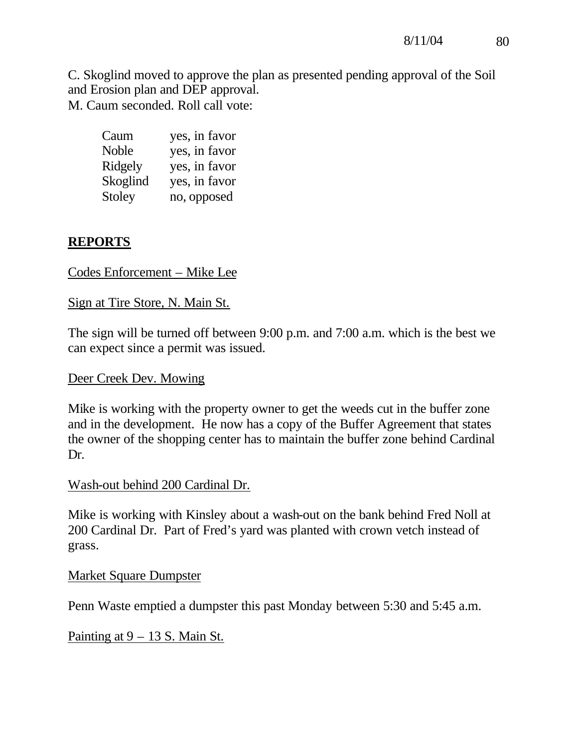C. Skoglind moved to approve the plan as presented pending approval of the Soil and Erosion plan and DEP approval.
M. Caum seconded. Roll call vote:

| | |
|---|---|
| Caum | yes, in favor |
| Noble | yes, in favor |
| Ridgely | yes, in favor |
| Skoglind | yes, in favor |
| Stoley | no, opposed |

**REPORTS**

Codes Enforcement – Mike Lee

Sign at Tire Store, N. Main St.

The sign will be turned off between 9:00 p.m. and 7:00 a.m. which is the best we can expect since a permit was issued.

Deer Creek Dev. Mowing

Mike is working with the property owner to get the weeds cut in the buffer zone and in the development. He now has a copy of the Buffer Agreement that states the owner of the shopping center has to maintain the buffer zone behind Cardinal Dr.

Wash-out behind 200 Cardinal Dr.

Mike is working with Kinsley about a wash-out on the bank behind Fred Noll at 200 Cardinal Dr. Part of Fred's yard was planted with crown vetch instead of grass.

Market Square Dumpster

Penn Waste emptied a dumpster this past Monday between 5:30 and 5:45 a.m.

Painting at 9 – 13 S. Main St.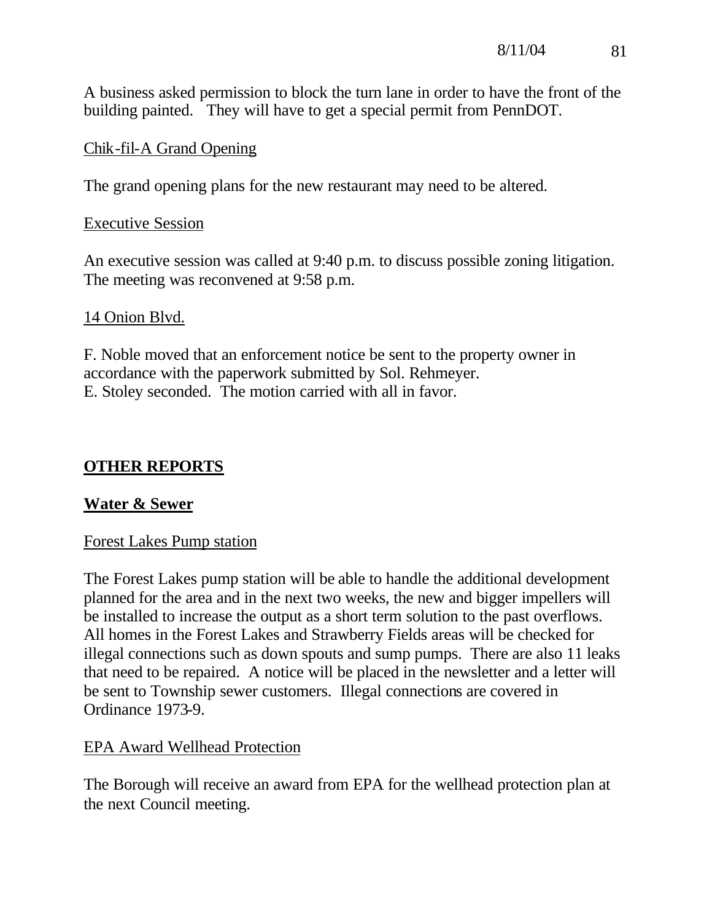A business asked permission to block the turn lane in order to have the front of the building painted. They will have to get a special permit from PennDOT.

Chik-fil-A Grand Opening

The grand opening plans for the new restaurant may need to be altered.

Executive Session

An executive session was called at 9:40 p.m. to discuss possible zoning litigation. The meeting was reconvened at 9:58 p.m.

14 Onion Blvd.

F. Noble moved that an enforcement notice be sent to the property owner in accordance with the paperwork submitted by Sol. Rehmeyer.
E. Stoley seconded. The motion carried with all in favor.

## OTHER REPORTS

### Water & Sewer

Forest Lakes Pump station

The Forest Lakes pump station will be able to handle the additional development planned for the area and in the next two weeks, the new and bigger impellers will be installed to increase the output as a short term solution to the past overflows. All homes in the Forest Lakes and Strawberry Fields areas will be checked for illegal connections such as down spouts and sump pumps. There are also 11 leaks that need to be repaired. A notice will be placed in the newsletter and a letter will be sent to Township sewer customers. Illegal connections are covered in Ordinance 1973-9.

EPA Award Wellhead Protection

The Borough will receive an award from EPA for the wellhead protection plan at the next Council meeting.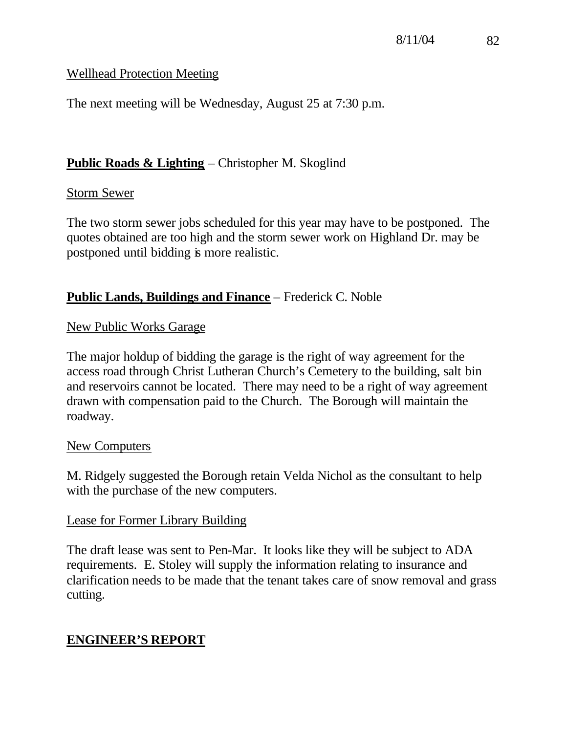Wellhead Protection Meeting

The next meeting will be Wednesday, August 25 at 7:30 p.m.

**Public Roads & Lighting** – Christopher M. Skoglind

Storm Sewer

The two storm sewer jobs scheduled for this year may have to be postponed. The quotes obtained are too high and the storm sewer work on Highland Dr. may be postponed until bidding is more realistic.

**Public Lands, Buildings and Finance** – Frederick C. Noble

New Public Works Garage

The major holdup of bidding the garage is the right of way agreement for the access road through Christ Lutheran Church's Cemetery to the building, salt bin and reservoirs cannot be located. There may need to be a right of way agreement drawn with compensation paid to the Church. The Borough will maintain the roadway.

New Computers

M. Ridgely suggested the Borough retain Velda Nichol as the consultant to help with the purchase of the new computers.

Lease for Former Library Building

The draft lease was sent to Pen-Mar. It looks like they will be subject to ADA requirements. E. Stoley will supply the information relating to insurance and clarification needs to be made that the tenant takes care of snow removal and grass cutting.

**ENGINEER'S REPORT**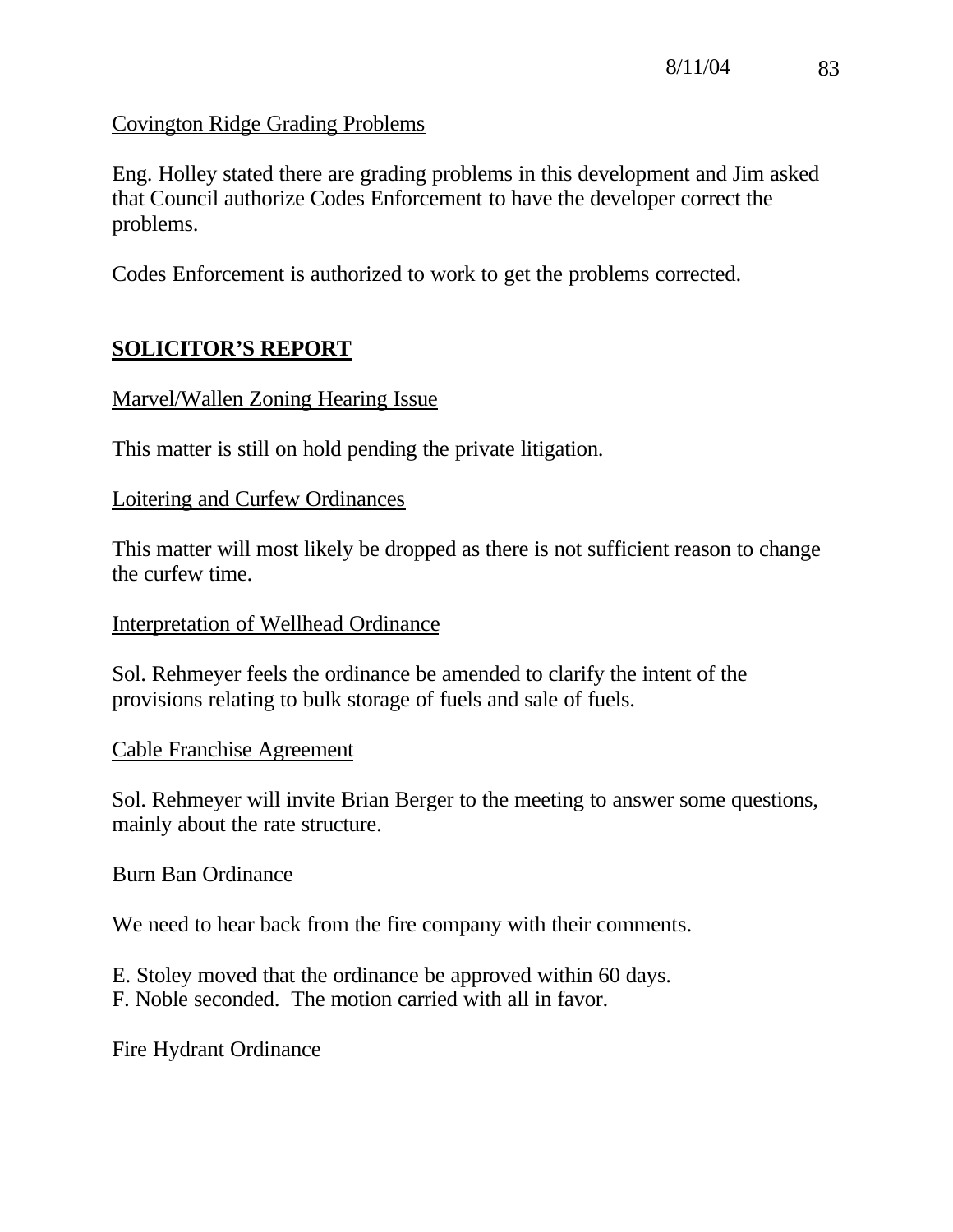Covington Ridge Grading Problems

Eng. Holley stated there are grading problems in this development and Jim asked that Council authorize Codes Enforcement to have the developer correct the problems.

Codes Enforcement is authorized to work to get the problems corrected.

## SOLICITOR'S REPORT

Marvel/Wallen Zoning Hearing Issue

This matter is still on hold pending the private litigation.

Loitering and Curfew Ordinances

This matter will most likely be dropped as there is not sufficient reason to change the curfew time.

Interpretation of Wellhead Ordinance

Sol. Rehmeyer feels the ordinance be amended to clarify the intent of the provisions relating to bulk storage of fuels and sale of fuels.

Cable Franchise Agreement

Sol. Rehmeyer will invite Brian Berger to the meeting to answer some questions, mainly about the rate structure.

Burn Ban Ordinance

We need to hear back from the fire company with their comments.

E. Stoley moved that the ordinance be approved within 60 days.
F. Noble seconded. The motion carried with all in favor.

Fire Hydrant Ordinance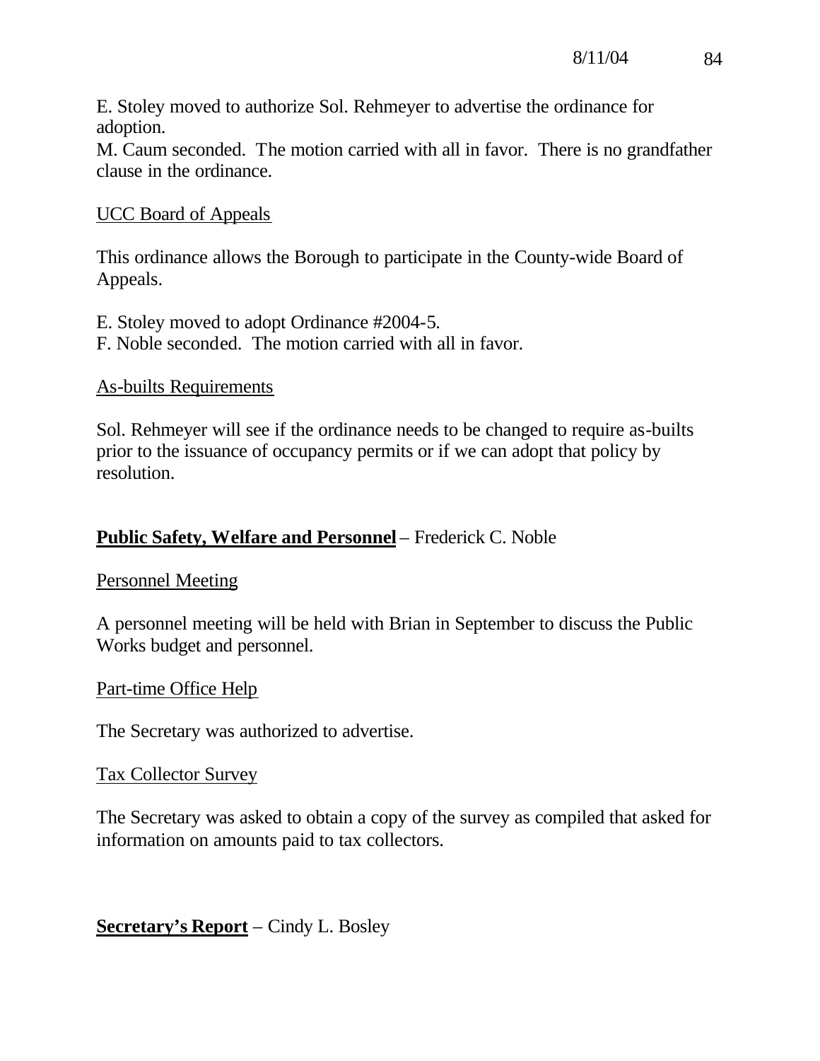E. Stoley moved to authorize Sol. Rehmeyer to advertise the ordinance for adoption.
M. Caum seconded. The motion carried with all in favor. There is no grandfather clause in the ordinance.

UCC Board of Appeals

This ordinance allows the Borough to participate in the County-wide Board of Appeals.

E. Stoley moved to adopt Ordinance #2004-5.
F. Noble seconded. The motion carried with all in favor.

As-builts Requirements

Sol. Rehmeyer will see if the ordinance needs to be changed to require as-builts prior to the issuance of occupancy permits or if we can adopt that policy by resolution.

**Public Safety, Welfare and Personnel** – Frederick C. Noble

Personnel Meeting

A personnel meeting will be held with Brian in September to discuss the Public Works budget and personnel.

Part-time Office Help

The Secretary was authorized to advertise.

Tax Collector Survey

The Secretary was asked to obtain a copy of the survey as compiled that asked for information on amounts paid to tax collectors.

**Secretary's Report** – Cindy L. Bosley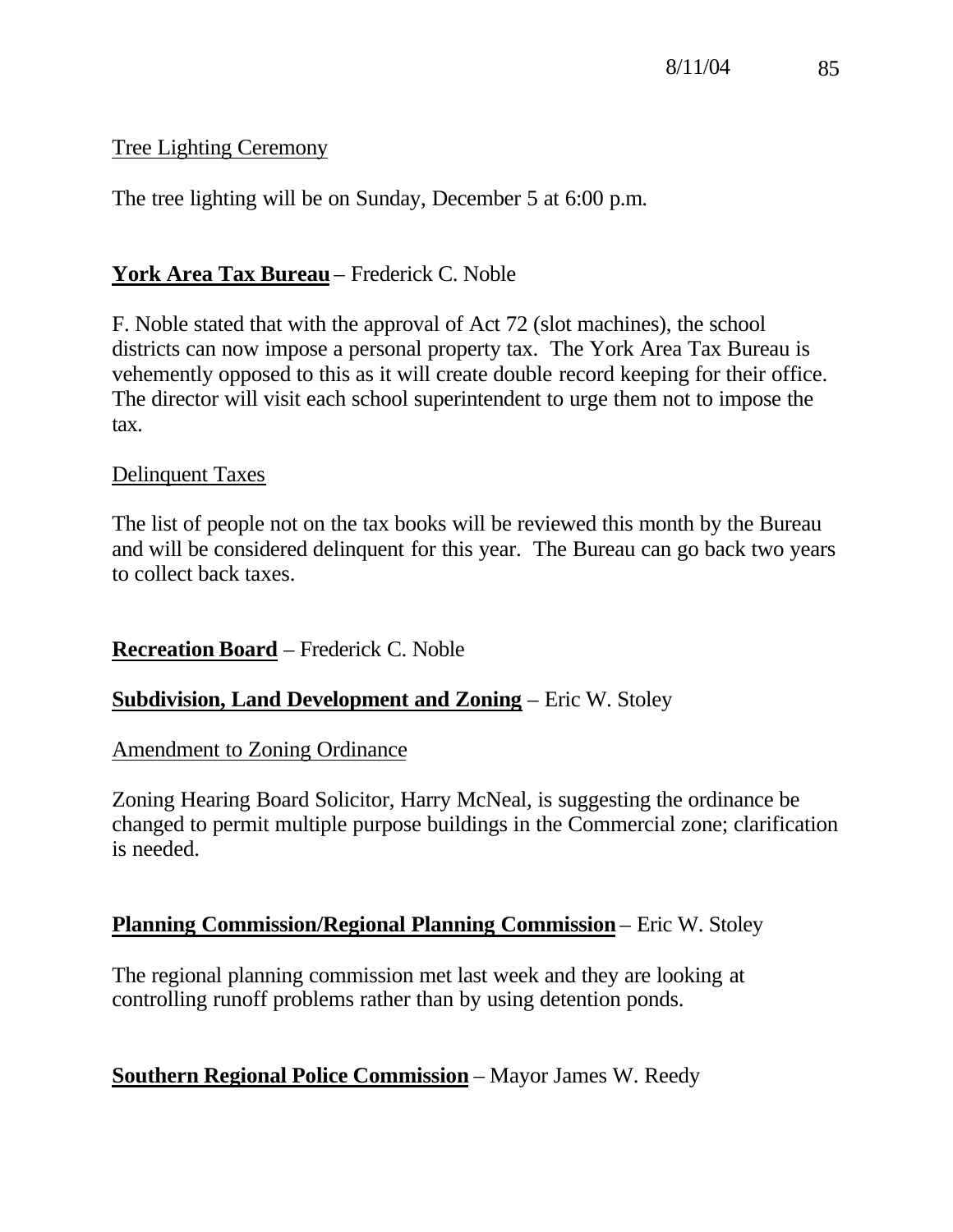Tree Lighting Ceremony

The tree lighting will be on Sunday, December 5 at 6:00 p.m.

**York Area Tax Bureau** – Frederick C. Noble

F. Noble stated that with the approval of Act 72 (slot machines), the school districts can now impose a personal property tax. The York Area Tax Bureau is vehemently opposed to this as it will create double record keeping for their office. The director will visit each school superintendent to urge them not to impose the tax.

Delinquent Taxes

The list of people not on the tax books will be reviewed this month by the Bureau and will be considered delinquent for this year. The Bureau can go back two years to collect back taxes.

**Recreation Board** – Frederick C. Noble

**Subdivision, Land Development and Zoning** – Eric W. Stoley

Amendment to Zoning Ordinance

Zoning Hearing Board Solicitor, Harry McNeal, is suggesting the ordinance be changed to permit multiple purpose buildings in the Commercial zone; clarification is needed.

**Planning Commission/Regional Planning Commission** – Eric W. Stoley

The regional planning commission met last week and they are looking at controlling runoff problems rather than by using detention ponds.

**Southern Regional Police Commission** – Mayor James W. Reedy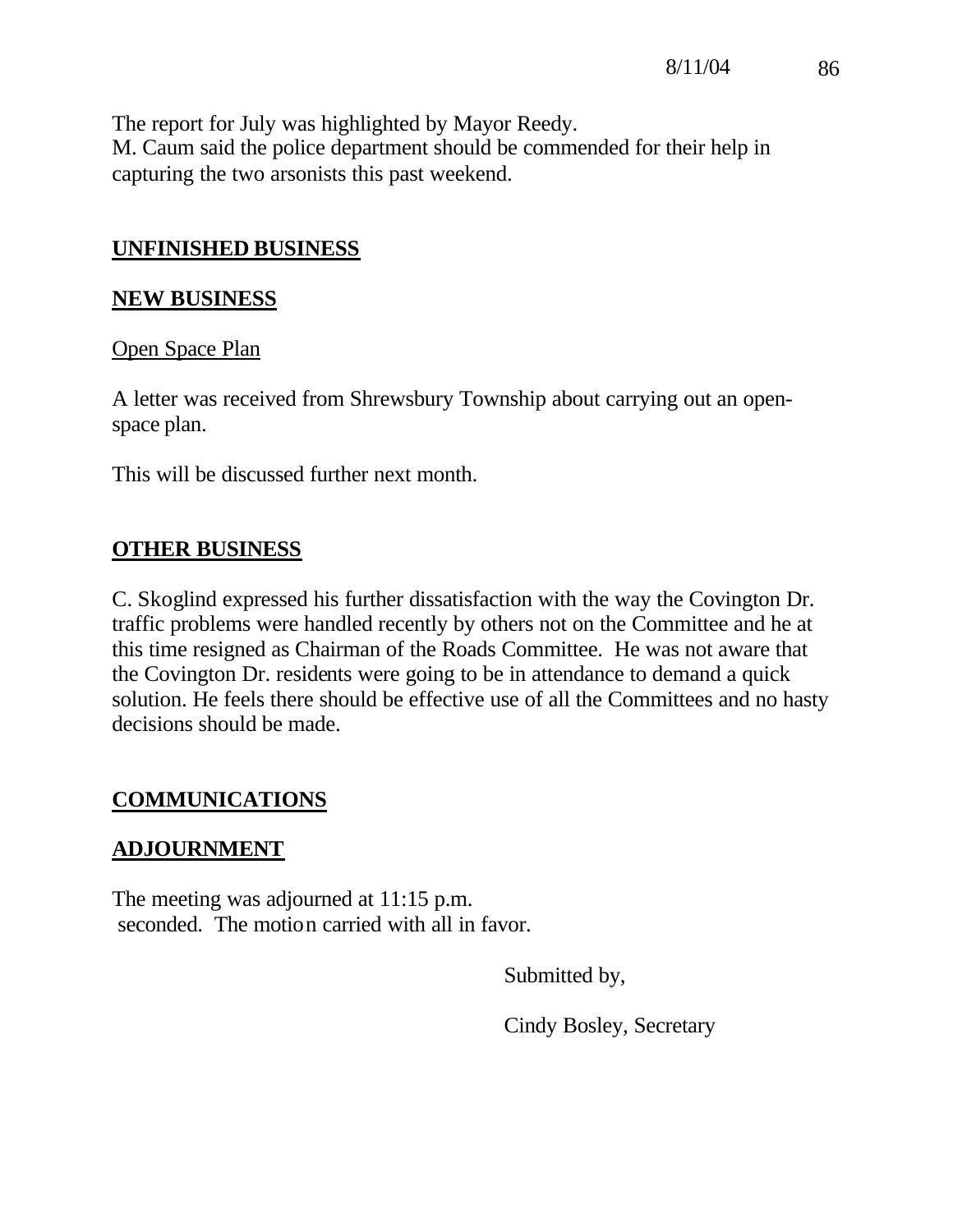The report for July was highlighted by Mayor Reedy.
M. Caum said the police department should be commended for their help in capturing the two arsonists this past weekend.

## UNFINISHED BUSINESS

## NEW BUSINESS

Open Space Plan

A letter was received from Shrewsbury Township about carrying out an open-space plan.

This will be discussed further next month.

## OTHER BUSINESS

C. Skoglind expressed his further dissatisfaction with the way the Covington Dr. traffic problems were handled recently by others not on the Committee and he at this time resigned as Chairman of the Roads Committee. He was not aware that the Covington Dr. residents were going to be in attendance to demand a quick solution. He feels there should be effective use of all the Committees and no hasty decisions should be made.

## COMMUNICATIONS

## ADJOURNMENT

The meeting was adjourned at 11:15 p.m.
seconded. The motion carried with all in favor.

Submitted by,

Cindy Bosley, Secretary